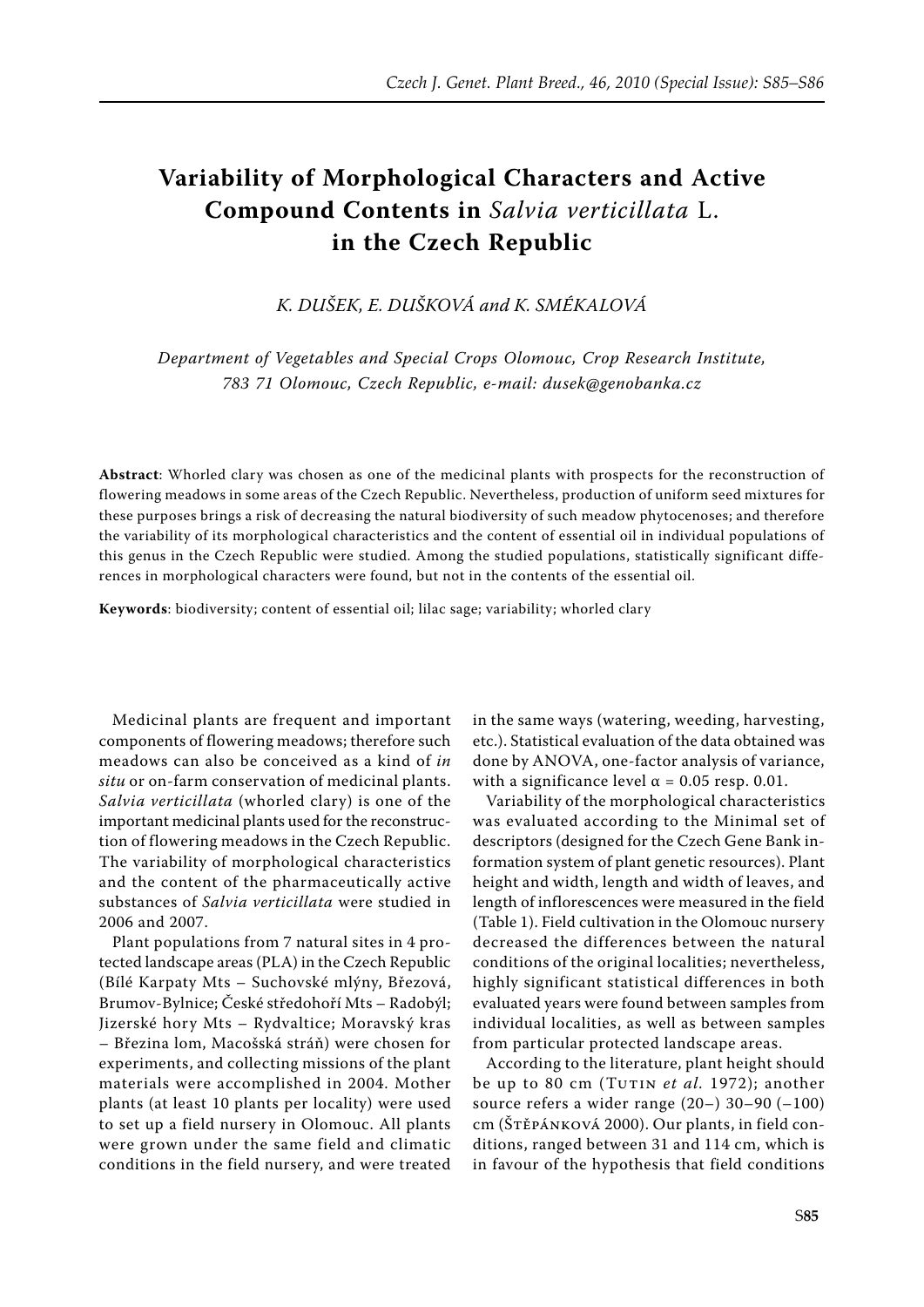# Variability of Morphological Characters and Active Compound Contents in *Salvia verticillata* L. in the Czech Republic

*K. DUŠEK, E. DUŠKOVÁ and K. SMÉKALOVÁ*

*Department of Vegetables and Special Crops Olomouc, Crop Research Institute, 783 71 Olomouc, Czech Republic, e-mail: dusek@genobanka.cz*

**Abstract**: Whorled clary was chosen as one of the medicinal plants with prospects for the reconstruction of flowering meadows in some areas of the Czech Republic. Nevertheless, production of uniform seed mixtures for these purposes brings a risk of decreasing the natural biodiversity of such meadow phytocenoses; and therefore the variability of its morphological characteristics and the content of essential oil in individual populations of this genus in the Czech Republic were studied. Among the studied populations, statistically significant differences in morphological characters were found, but not in the contents of the essential oil.

**Keywords**: biodiversity; content of essential oil; lilac sage; variability; whorled clary

Medicinal plants are frequent and important components of flowering meadows; therefore such meadows can also be conceived as a kind of *in situ* or on-farm conservation of medicinal plants. *Salvia verticillata* (whorled clary) is one of the important medicinal plants used for the reconstruction of flowering meadows in the Czech Republic. The variability of morphological characteristics and the content of the pharmaceutically active substances of *Salvia verticillata* were studied in 2006 and 2007.

Plant populations from 7 natural sites in 4 protected landscape areas (PLA) in the Czech Republic (Bílé Karpaty Mts – Suchovské mlýny, Březová, Brumov-Bylnice; České středohoří Mts – Radobýl; Jizerské hory Mts – Rydvaltice; Moravský kras – Březina lom, Macošská stráň) were chosen for experiments, and collecting missions of the plant materials were accomplished in 2004. Mother plants (at least 10 plants per locality) were used to set up a field nursery in Olomouc. All plants were grown under the same field and climatic conditions in the field nursery, and were treated in the same ways (watering, weeding, harvesting, etc.). Statistical evaluation of the data obtained was done by ANOVA, one-factor analysis of variance, with a significance level $\alpha = 0.05$ resp. 0.01.

Variability of the morphological characteristics was evaluated according to the Minimal set of descriptors (designed for the Czech Gene Bank information system of plant genetic resources). Plant height and width, length and width of leaves, and length of inflorescences were measured in the field (Table 1). Field cultivation in the Olomouc nursery decreased the differences between the natural conditions of the original localities; nevertheless, highly significant statistical differences in both evaluated years were found between samples from individual localities, as well as between samples from particular protected landscape areas.

According to the literature, plant height should be up to 80 cm (Tutin *et al.* 1972); another source refers a wider range (20–) 30–90 (–100) cm (Štěpánková 2000). Our plants, in field conditions, ranged between 31 and 114 cm, which is in favour of the hypothesis that field conditions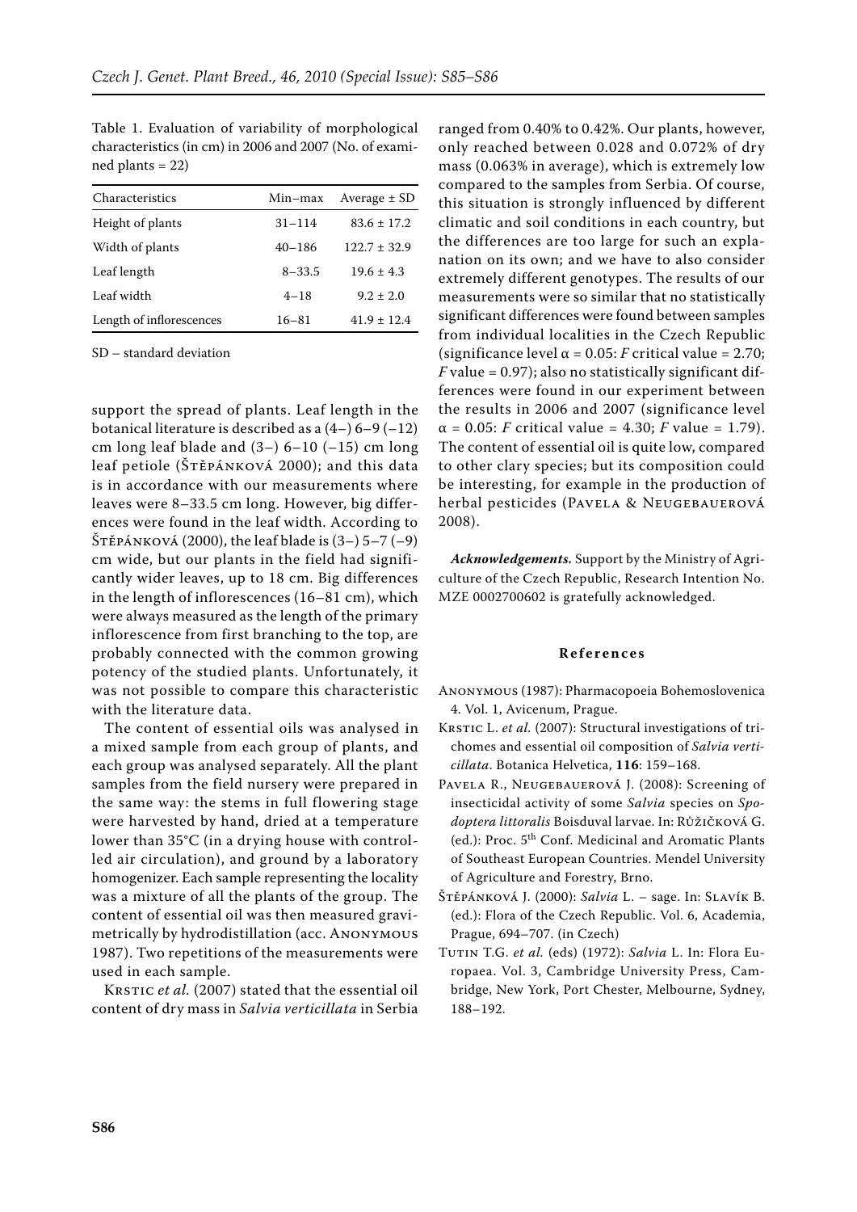Table 1. Evaluation of variability of morphological characteristics (in cm) in 2006 and 2007 (No. of examined plants = 22)

| Characteristics | Min–max | Average ± SD |
|---|---|---|
| Height of plants | 31–114 | 83.6 ± 17.2 |
| Width of plants | 40–186 | 122.7 ± 32.9 |
| Leaf length | 8–33.5 | 19.6 ± 4.3 |
| Leaf width | 4–18 | 9.2 ± 2.0 |
| Length of inflorescences | 16–81 | 41.9 ± 12.4 |

SD – standard deviation

support the spread of plants. Leaf length in the botanical literature is described as a (4–) 6–9 (–12) cm long leaf blade and (3–) 6–10 (–15) cm long leaf petiole (Štěpánková 2000); and this data is in accordance with our measurements where leaves were 8–33.5 cm long. However, big differences were found in the leaf width. According to Štěpánková (2000), the leaf blade is (3–) 5–7 (–9) cm wide, but our plants in the field had significantly wider leaves, up to 18 cm. Big differences in the length of inflorescences (16–81 cm), which were always measured as the length of the primary inflorescence from first branching to the top, are probably connected with the common growing potency of the studied plants. Unfortunately, it was not possible to compare this characteristic with the literature data.

The content of essential oils was analysed in a mixed sample from each group of plants, and each group was analysed separately. All the plant samples from the field nursery were prepared in the same way: the stems in full flowering stage were harvested by hand, dried at a temperature lower than 35°C (in a drying house with controlled air circulation), and ground by a laboratory homogenizer. Each sample representing the locality was a mixture of all the plants of the group. The content of essential oil was then measured gravimetrically by hydrodistillation (acc. Anonymous 1987). Two repetitions of the measurements were used in each sample.

Krstic *et al.* (2007) stated that the essential oil content of dry mass in *Salvia verticillata* in Serbia ranged from 0.40% to 0.42%. Our plants, however, only reached between 0.028 and 0.072% of dry mass (0.063% in average), which is extremely low compared to the samples from Serbia. Of course, this situation is strongly influenced by different climatic and soil conditions in each country, but the differences are too large for such an explanation on its own; and we have to also consider extremely different genotypes. The results of our measurements were so similar that no statistically significant differences were found between samples from individual localities in the Czech Republic (significance level $\alpha = 0.05$: *F* critical value = 2.70; *F* value = 0.97); also no statistically significant differences were found in our experiment between the results in 2006 and 2007 (significance level $\alpha = 0.05$: *F* critical value = 4.30; *F* value = 1.79). The content of essential oil is quite low, compared to other clary species; but its composition could be interesting, for example in the production of herbal pesticides (Pavela & Neugebauerová 2008).

***Acknowledgements.*** Support by the Ministry of Agriculture of the Czech Republic, Research Intention No. MZE 0002700602 is gratefully acknowledged.

## References

Anonymous (1987): Pharmacopoeia Bohemoslovenica 4. Vol. 1, Avicenum, Prague.

Krstic L. *et al.* (2007): Structural investigations of trichomes and essential oil composition of *Salvia verticillata*. Botanica Helvetica, **116**: 159–168.

Pavela R., Neugebauerová J. (2008): Screening of insecticidal activity of some *Salvia* species on *Spodoptera littoralis* Boisduval larvae. In: Růžičková G. (ed.): Proc. 5th Conf. Medicinal and Aromatic Plants of Southeast European Countries. Mendel University of Agriculture and Forestry, Brno.

Štěpánková J. (2000): *Salvia* L. – sage. In: Slavík B. (ed.): Flora of the Czech Republic. Vol. 6, Academia, Prague, 694–707. (in Czech)

Tutin T.G. *et al.* (eds) (1972): *Salvia* L. In: Flora Europaea. Vol. 3, Cambridge University Press, Cambridge, New York, Port Chester, Melbourne, Sydney, 188–192.